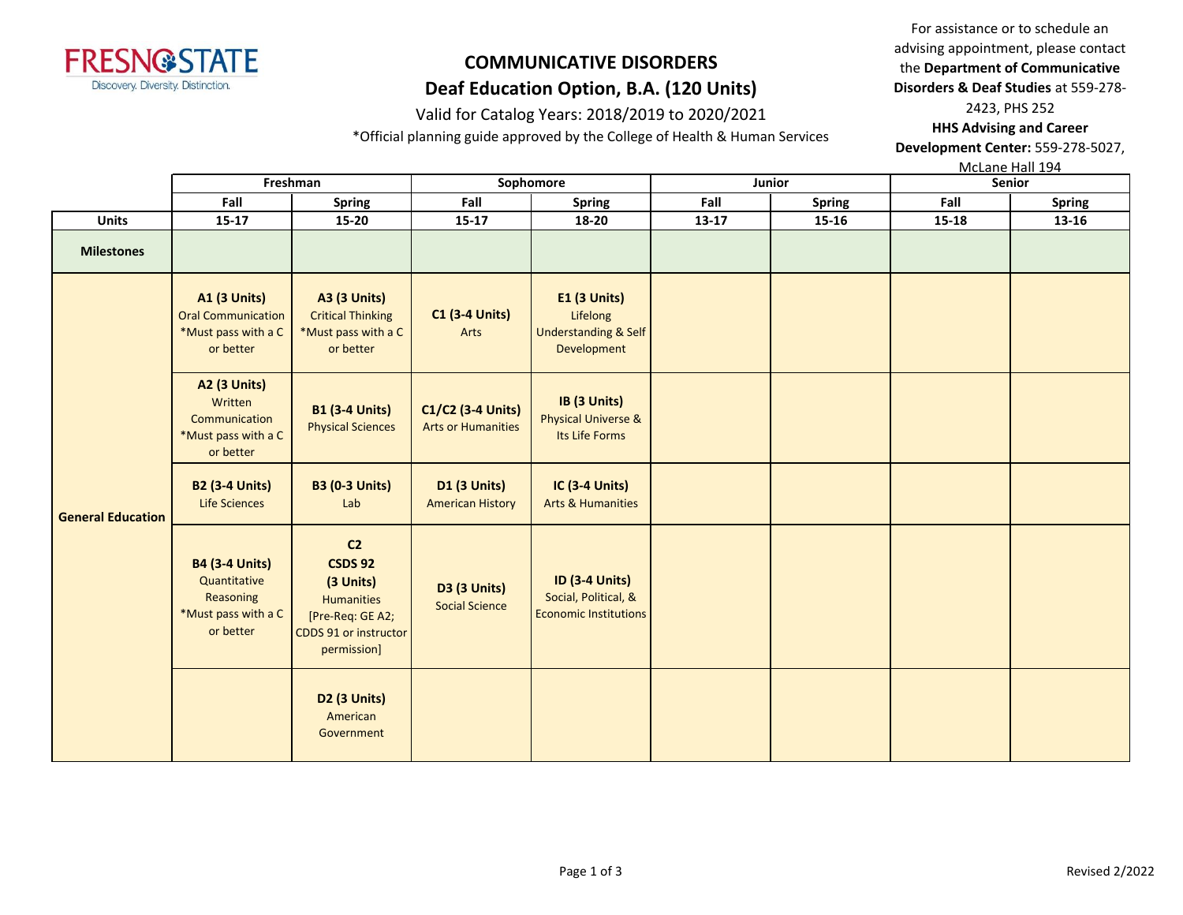# COMMUNICATIVE DISORDERS

## Deaf Education Option, B.A. (120 Units)

Valid for Catalog Years: 2018/2019 to 2020/2021

*Official planning guide approved by the College of Health & Human Services

For assistance or to schedule an advising appointment, please contact the **Department of Communicative Disorders & Deaf Studies** at 559-278-2423, PHS 252

**HHS Advising and Career Development Center:** 559-278-5027, McLane Hall 194

| | Freshman | | Sophomore | | Junior | | Senior | |
|---|---|---|---|---|---|---|---|---|
| | **Fall** | **Spring** | **Fall** | **Spring** | **Fall** | **Spring** | **Fall** | **Spring** |
| **Units** | **15-17** | **15-20** | **15-17** | **18-20** | **13-17** | **15-16** | **15-18** | **13-16** |
| **Milestones** | | | | | | | | |
| **General Education** | **A1 (3 Units)** Oral Communication *Must pass with a C or better | **A3 (3 Units)** Critical Thinking *Must pass with a C or better | **C1 (3-4 Units)** Arts | **E1 (3 Units)** Lifelong Understanding & Self Development | | | | |
| | **A2 (3 Units)** Written Communication *Must pass with a C or better | **B1 (3-4 Units)** Physical Sciences | **C1/C2 (3-4 Units)** Arts or Humanities | **IB (3 Units)** Physical Universe & Its Life Forms | | | | |
| | **B2 (3-4 Units)** Life Sciences | **B3 (0-3 Units)** Lab | **D1 (3 Units)** American History | **IC (3-4 Units)** Arts & Humanities | | | | |
| | **B4 (3-4 Units)** Quantitative Reasoning *Must pass with a C or better | **C2 CSDS 92 (3 Units)** Humanities [Pre-Req: GE A2; CDDS 91 or instructor permission] | **D3 (3 Units)** Social Science | **ID (3-4 Units)** Social, Political, & Economic Institutions | | | | |
| | | **D2 (3 Units)** American Government | | | | | | |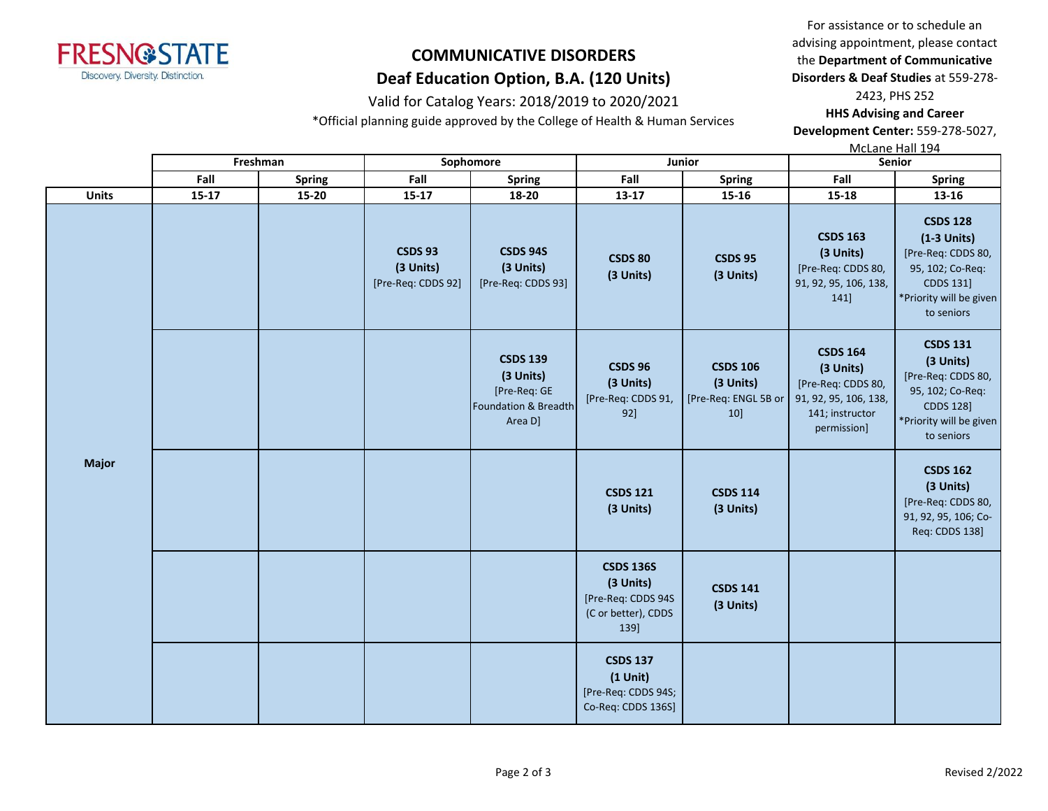# COMMUNICATIVE DISORDERS

## Deaf Education Option, B.A. (120 Units)

Valid for Catalog Years: 2018/2019 to 2020/2021

*Official planning guide approved by the College of Health & Human Services

For assistance or to schedule an advising appointment, please contact the **Department of Communicative Disorders & Deaf Studies** at 559-278-2423, PHS 252

**HHS Advising and Career Development Center:** 559-278-5027, McLane Hall 194

| | Freshman | | Sophomore | | Junior | | Senior | |
|---|---|---|---|---|---|---|---|---|
| | Fall | Spring | Fall | Spring | Fall | Spring | Fall | Spring |
| **Units** | 15-17 | 15-20 | 15-17 | 18-20 | 13-17 | 15-16 | 15-18 | 13-16 |
| **Major** | | | **CSDS 93** **(3 Units)** [Pre-Req: CDDS 92] | **CSDS 94S** **(3 Units)** [Pre-Req: CDDS 93] | **CSDS 80** **(3 Units)** | **CSDS 95** **(3 Units)** | **CSDS 163** **(3 Units)** [Pre-Req: CDDS 80, 91, 92, 95, 106, 138, 141] | **CSDS 128** **(1-3 Units)** [Pre-Req: CDDS 80, 95, 102; Co-Req: CDDS 131] *Priority will be given to seniors |
| | | | | **CSDS 139** **(3 Units)** [Pre-Req: GE Foundation & Breadth Area D] | **CSDS 96** **(3 Units)** [Pre-Req: CDDS 91, 92] | **CSDS 106** **(3 Units)** [Pre-Req: ENGL 5B or 10] | **CSDS 164** **(3 Units)** [Pre-Req: CDDS 80, 91, 92, 95, 106, 138, 141; instructor permission] | **CSDS 131** **(3 Units)** [Pre-Req: CDDS 80, 95, 102; Co-Req: CDDS 128] *Priority will be given to seniors |
| | | | | | **CSDS 121** **(3 Units)** | **CSDS 114** **(3 Units)** | | **CSDS 162** **(3 Units)** [Pre-Req: CDDS 80, 91, 92, 95, 106; Co-Req: CDDS 138] |
| | | | | | **CSDS 136S** **(3 Units)** [Pre-Req: CDDS 94S (C or better), CDDS 139] | **CSDS 141** **(3 Units)** | | |
| | | | | | **CSDS 137** **(1 Unit)** [Pre-Req: CDDS 94S; Co-Req: CDDS 136S] | | | |

Revised 2/2022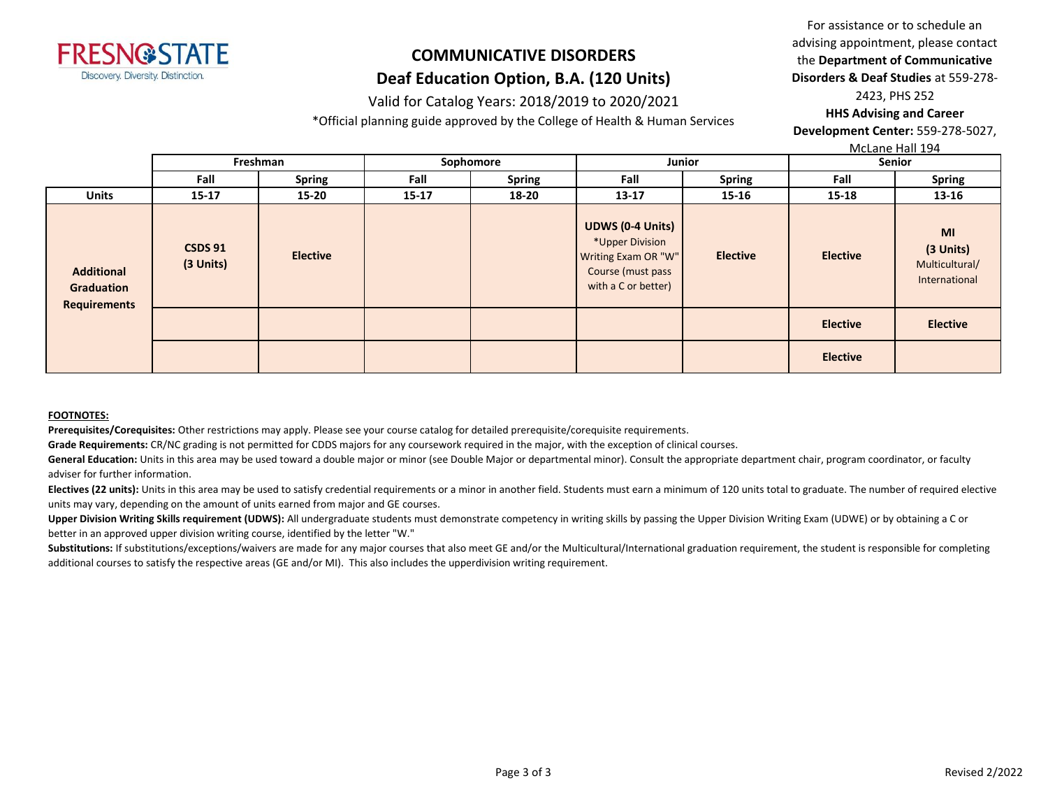# COMMUNICATIVE DISORDERS

## Deaf Education Option, B.A. (120 Units)

Valid for Catalog Years: 2018/2019 to 2020/2021

*Official planning guide approved by the College of Health & Human Services

For assistance or to schedule an advising appointment, please contact the **Department of Communicative Disorders & Deaf Studies** at 559-278-2423, PHS 252

**HHS Advising and Career Development Center:** 559-278-5027, McLane Hall 194

| | Freshman | | Sophomore | | Junior | | Senior | |
|---|---|---|---|---|---|---|---|---|
| | **Fall** | **Spring** | **Fall** | **Spring** | **Fall** | **Spring** | **Fall** | **Spring** |
| **Units** | **15-17** | **15-20** | **15-17** | **18-20** | **13-17** | **15-16** | **15-18** | **13-16** |
| **Additional Graduation Requirements** | **CSDS 91 (3 Units)** | **Elective** | | | **UDWS (0-4 Units)** *Upper Division Writing Exam OR "W" Course (must pass with a C or better) | **Elective** | **Elective** | **MI (3 Units)** Multicultural/ International |
| | | | | | | | **Elective** | **Elective** |
| | | | | | | | **Elective** | |

**FOOTNOTES:**

**Prerequisites/Corequisites:** Other restrictions may apply. Please see your course catalog for detailed prerequisite/corequisite requirements.

**Grade Requirements:** CR/NC grading is not permitted for CDDS majors for any coursework required in the major, with the exception of clinical courses.

**General Education:** Units in this area may be used toward a double major or minor (see Double Major or departmental minor). Consult the appropriate department chair, program coordinator, or faculty adviser for further information.

**Electives (22 units):** Units in this area may be used to satisfy credential requirements or a minor in another field. Students must earn a minimum of 120 units total to graduate. The number of required elective units may vary, depending on the amount of units earned from major and GE courses.

**Upper Division Writing Skills requirement (UDWS):** All undergraduate students must demonstrate competency in writing skills by passing the Upper Division Writing Exam (UDWE) or by obtaining a C or better in an approved upper division writing course, identified by the letter "W."

**Substitutions:** If substitutions/exceptions/waivers are made for any major courses that also meet GE and/or the Multicultural/International graduation requirement, the student is responsible for completing additional courses to satisfy the respective areas (GE and/or MI). This also includes the upperdivision writing requirement.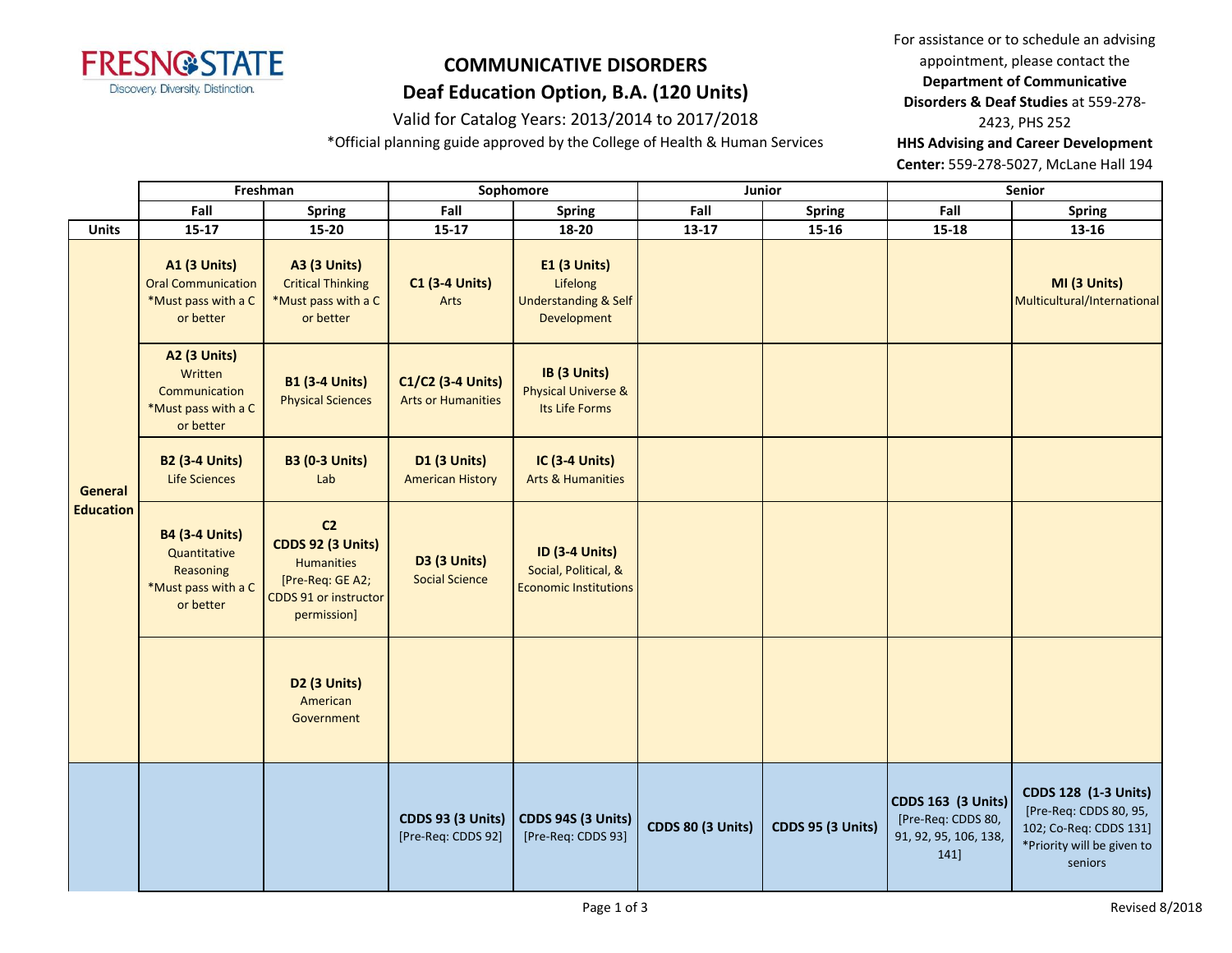**COMMUNICATIVE DISORDERS**

**Deaf Education Option, B.A. (120 Units)**

Valid for Catalog Years: 2013/2014 to 2017/2018

*Official planning guide approved by the College of Health & Human Services

For assistance or to schedule an advising appointment, please contact the **Department of Communicative Disorders & Deaf Studies** at 559-278-2423, PHS 252

**HHS Advising and Career Development Center:** 559-278-5027, McLane Hall 194

| | Freshman | | Sophomore | | Junior | | Senior | |
|---|---|---|---|---|---|---|---|---|
| | **Fall** | **Spring** | **Fall** | **Spring** | **Fall** | **Spring** | **Fall** | **Spring** |
| **Units** | **15-17** | **15-20** | **15-17** | **18-20** | **13-17** | **15-16** | **15-18** | **13-16** |
| **General Education** | **A1 (3 Units)** Oral Communication *Must pass with a C or better | **A3 (3 Units)** Critical Thinking *Must pass with a C or better | **C1 (3-4 Units)** Arts | **E1 (3 Units)** Lifelong Understanding & Self Development | | | | **MI (3 Units)** Multicultural/International |
| | **A2 (3 Units)** Written Communication *Must pass with a C or better | **B1 (3-4 Units)** Physical Sciences | **C1/C2 (3-4 Units)** Arts or Humanities | **IB (3 Units)** Physical Universe & Its Life Forms | | | | |
| | **B2 (3-4 Units)** Life Sciences | **B3 (0-3 Units)** Lab | **D1 (3 Units)** American History | **IC (3-4 Units)** Arts & Humanities | | | | |
| | **B4 (3-4 Units)** Quantitative Reasoning *Must pass with a C or better | **C2 CDDS 92 (3 Units)** Humanities [Pre-Req: GE A2; CDDS 91 or instructor permission] | **D3 (3 Units)** Social Science | **ID (3-4 Units)** Social, Political, & Economic Institutions | | | | |
| | | **D2 (3 Units)** American Government | | | | | | |
| | | | **CDDS 93 (3 Units)** [Pre-Req: CDDS 92] | **CDDS 94S (3 Units)** [Pre-Req: CDDS 93] | **CDDS 80 (3 Units)** | **CDDS 95 (3 Units)** | **CDDS 163 (3 Units)** [Pre-Req: CDDS 80, 91, 92, 95, 106, 138, 141] | **CDDS 128 (1-3 Units)** [Pre-Req: CDDS 80, 95, 102; Co-Req: CDDS 131] *Priority will be given to seniors |

Revised 8/2018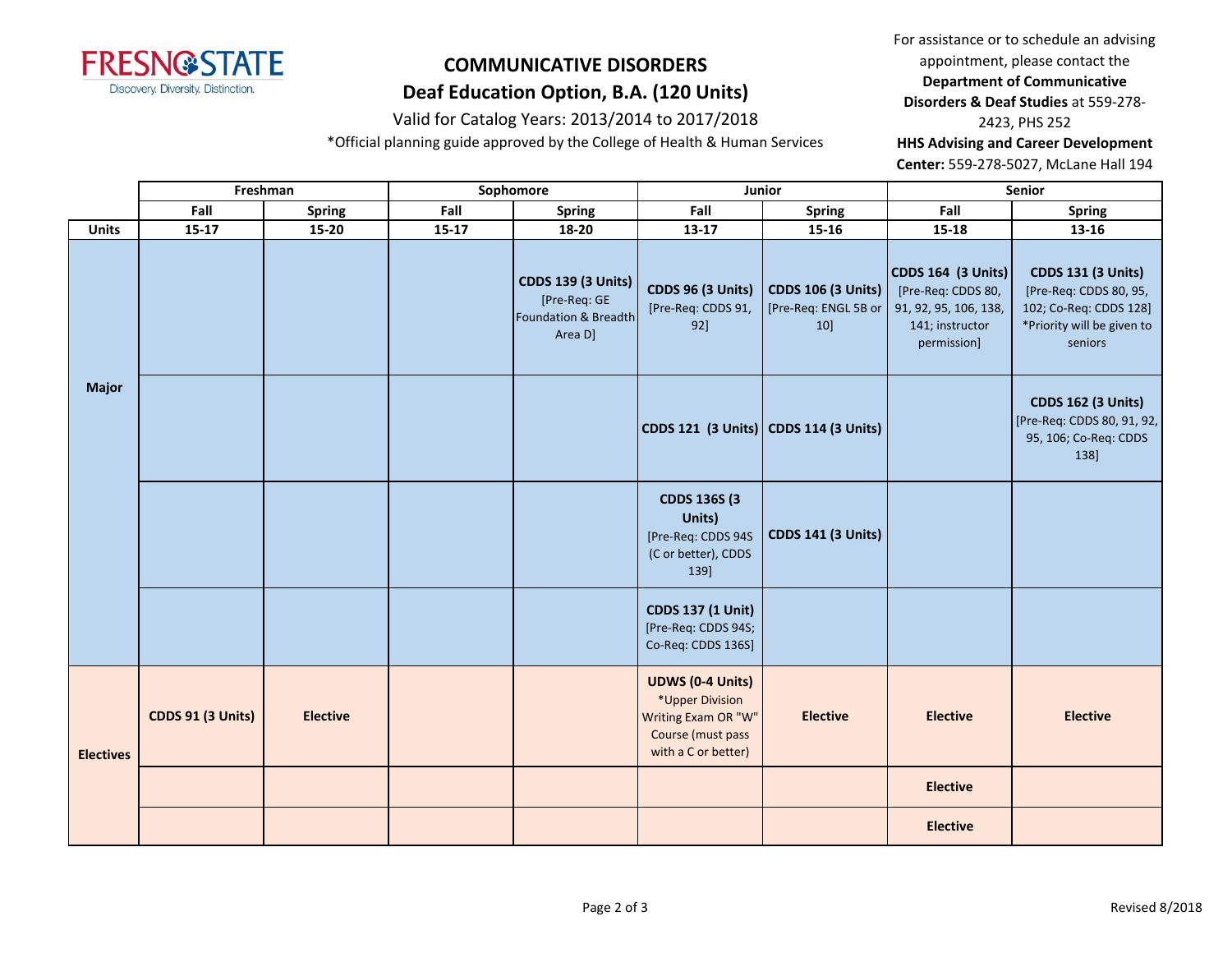FRESNO STATE
Discovery. Diversity. Distinction.

# COMMUNICATIVE DISORDERS

## Deaf Education Option, B.A. (120 Units)

Valid for Catalog Years: 2013/2014 to 2017/2018

*Official planning guide approved by the College of Health & Human Services

For assistance or to schedule an advising appointment, please contact the **Department of Communicative Disorders & Deaf Studies** at 559-278-2423, PHS 252

**HHS Advising and Career Development Center:** 559-278-5027, McLane Hall 194

| | Freshman | | Sophomore | | Junior | | Senior | |
|---|---|---|---|---|---|---|---|---|
| | **Fall** | **Spring** | **Fall** | **Spring** | **Fall** | **Spring** | **Fall** | **Spring** |
| **Units** | **15-17** | **15-20** | **15-17** | **18-20** | **13-17** | **15-16** | **15-18** | **13-16** |
| **Major** | | | | **CDDS 139 (3 Units)** [Pre-Req: GE Foundation & Breadth Area D] | **CDDS 96 (3 Units)** [Pre-Req: CDDS 91, 92] | **CDDS 106 (3 Units)** [Pre-Req: ENGL 5B or 10] | **CDDS 164 (3 Units)** [Pre-Req: CDDS 80, 91, 92, 95, 106, 138, 141; instructor permission] | **CDDS 131 (3 Units)** [Pre-Req: CDDS 80, 95, 102; Co-Req: CDDS 128] *Priority will be given to seniors |
| | | | | | **CDDS 121 (3 Units)** | **CDDS 114 (3 Units)** | | **CDDS 162 (3 Units)** [Pre-Req: CDDS 80, 91, 92, 95, 106; Co-Req: CDDS 138] |
| | | | | | **CDDS 136S (3 Units)** [Pre-Req: CDDS 94S (C or better), CDDS 139] | **CDDS 141 (3 Units)** | | |
| | | | | | **CDDS 137 (1 Unit)** [Pre-Req: CDDS 94S; Co-Req: CDDS 136S] | | | |
| **Electives** | **CDDS 91 (3 Units)** | **Elective** | | | **UDWS (0-4 Units)** *Upper Division Writing Exam OR "W" Course (must pass with a C or better) | **Elective** | **Elective** | **Elective** |
| | | | | | | | **Elective** | |
| | | | | | | | **Elective** | |

Revised 8/2018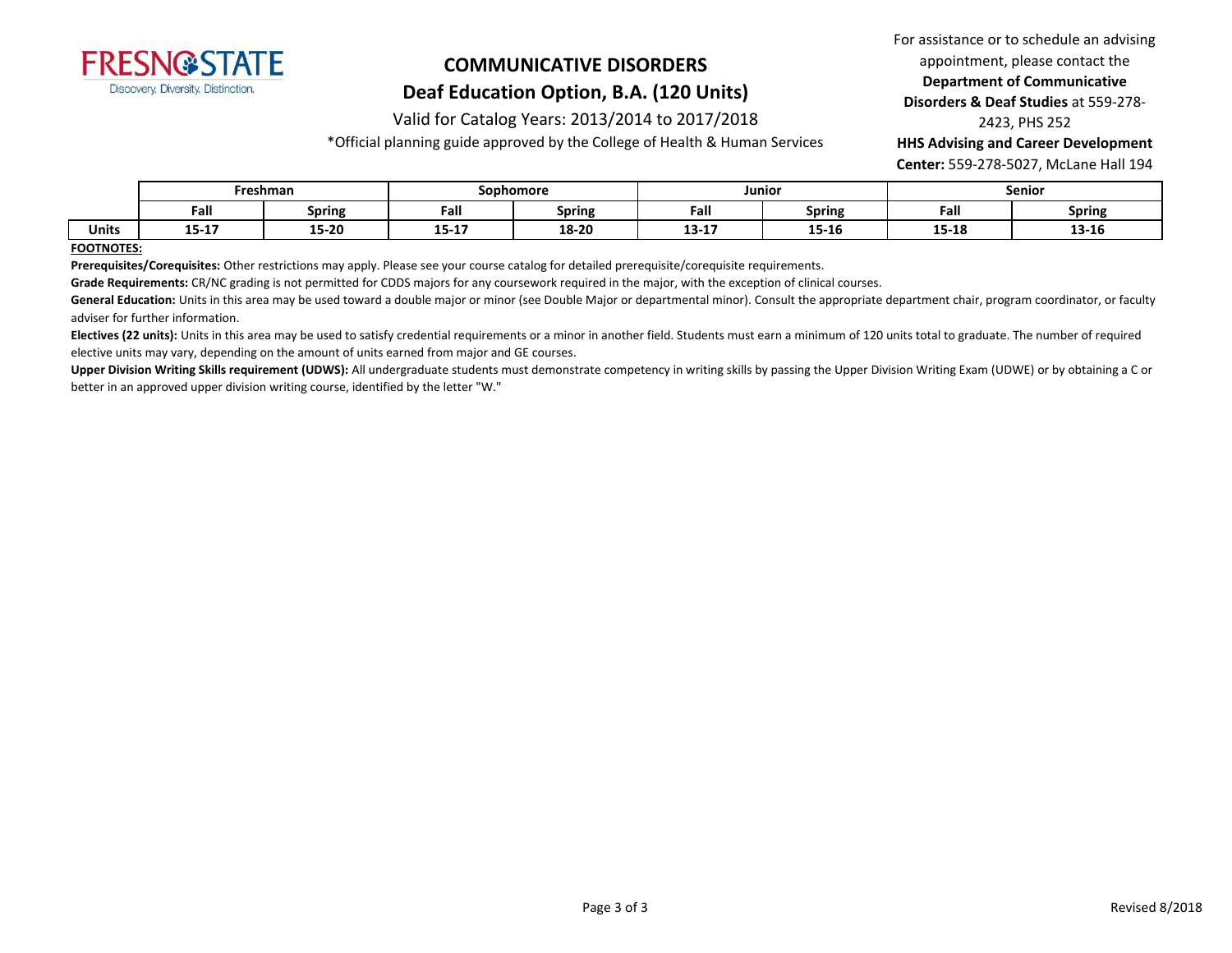FRESNO STATE
Discovery. Diversity. Distinction.

# COMMUNICATIVE DISORDERS

## Deaf Education Option, B.A. (120 Units)

Valid for Catalog Years: 2013/2014 to 2017/2018

*Official planning guide approved by the College of Health & Human Services

For assistance or to schedule an advising appointment, please contact the **Department of Communicative Disorders & Deaf Studies** at 559-278-2423, PHS 252

**HHS Advising and Career Development Center:** 559-278-5027, McLane Hall 194

| | Freshman | | Sophomore | | Junior | | Senior | |
|---|---|---|---|---|---|---|---|---|
| | **Fall** | **Spring** | **Fall** | **Spring** | **Fall** | **Spring** | **Fall** | **Spring** |
| **Units** | **15-17** | **15-20** | **15-17** | **18-20** | **13-17** | **15-16** | **15-18** | **13-16** |

**FOOTNOTES:**

**Prerequisites/Corequisites:** Other restrictions may apply. Please see your course catalog for detailed prerequisite/corequisite requirements.

**Grade Requirements:** CR/NC grading is not permitted for CDDS majors for any coursework required in the major, with the exception of clinical courses.

**General Education:** Units in this area may be used toward a double major or minor (see Double Major or departmental minor). Consult the appropriate department chair, program coordinator, or faculty adviser for further information.

**Electives (22 units):** Units in this area may be used to satisfy credential requirements or a minor in another field. Students must earn a minimum of 120 units total to graduate. The number of required elective units may vary, depending on the amount of units earned from major and GE courses.

**Upper Division Writing Skills requirement (UDWS):** All undergraduate students must demonstrate competency in writing skills by passing the Upper Division Writing Exam (UDWE) or by obtaining a C or better in an approved upper division writing course, identified by the letter "W."

Revised 8/2018